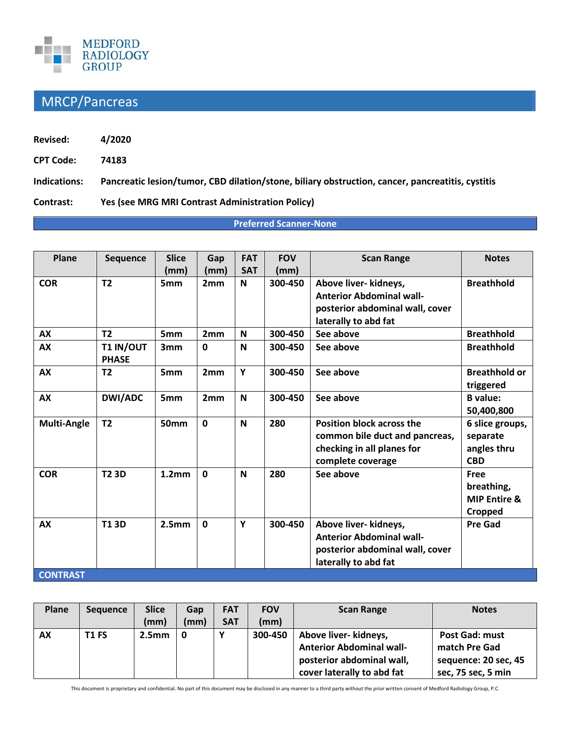MEDFORD RADIOLOGY GROUP

# MRCP/Pancreas

**Revised:** 4/2020

**CPT Code:** 74183

**Indications:** Pancreatic lesion/tumor, CBD dilation/stone, biliary obstruction, cancer, pancreatitis, cystitis

**Contrast:** Yes (see MRG MRI Contrast Administration Policy)

**Preferred Scanner-None**

| Plane | Sequence | Slice (mm) | Gap (mm) | FAT SAT | FOV (mm) | Scan Range | Notes |
|---|---|---|---|---|---|---|---|
| COR | T2 | 5mm | 2mm | N | 300-450 | Above liver- kidneys, Anterior Abdominal wall-posterior abdominal wall, cover laterally to abd fat | Breathhold |
| AX | T2 | 5mm | 2mm | N | 300-450 | See above | Breathhold |
| AX | T1 IN/OUT PHASE | 3mm | 0 | N | 300-450 | See above | Breathhold |
| AX | T2 | 5mm | 2mm | Y | 300-450 | See above | Breathhold or triggered |
| AX | DWI/ADC | 5mm | 2mm | N | 300-450 | See above | B value: 50,400,800 |
| Multi-Angle | T2 | 50mm | 0 | N | 280 | Position block across the common bile duct and pancreas, checking in all planes for complete coverage | 6 slice groups, separate angles thru CBD |
| COR | T2 3D | 1.2mm | 0 | N | 280 | See above | Free breathing, MIP Entire & Cropped |
| AX | T1 3D | 2.5mm | 0 | Y | 300-450 | Above liver- kidneys, Anterior Abdominal wall-posterior abdominal wall, cover laterally to abd fat | Pre Gad |

**CONTRAST**

| Plane | Sequence | Slice (mm) | Gap (mm) | FAT SAT | FOV (mm) | Scan Range | Notes |
|---|---|---|---|---|---|---|---|
| AX | T1 FS | 2.5mm | 0 | Y | 300-450 | Above liver- kidneys, Anterior Abdominal wall-posterior abdominal wall, cover laterally to abd fat | Post Gad: must match Pre Gad sequence: 20 sec, 45 sec, 75 sec, 5 min |

This document is proprietary and confidential. No part of this document may be disclosed in any manner to a third party without the prior written consent of Medford Radiology Group, P.C.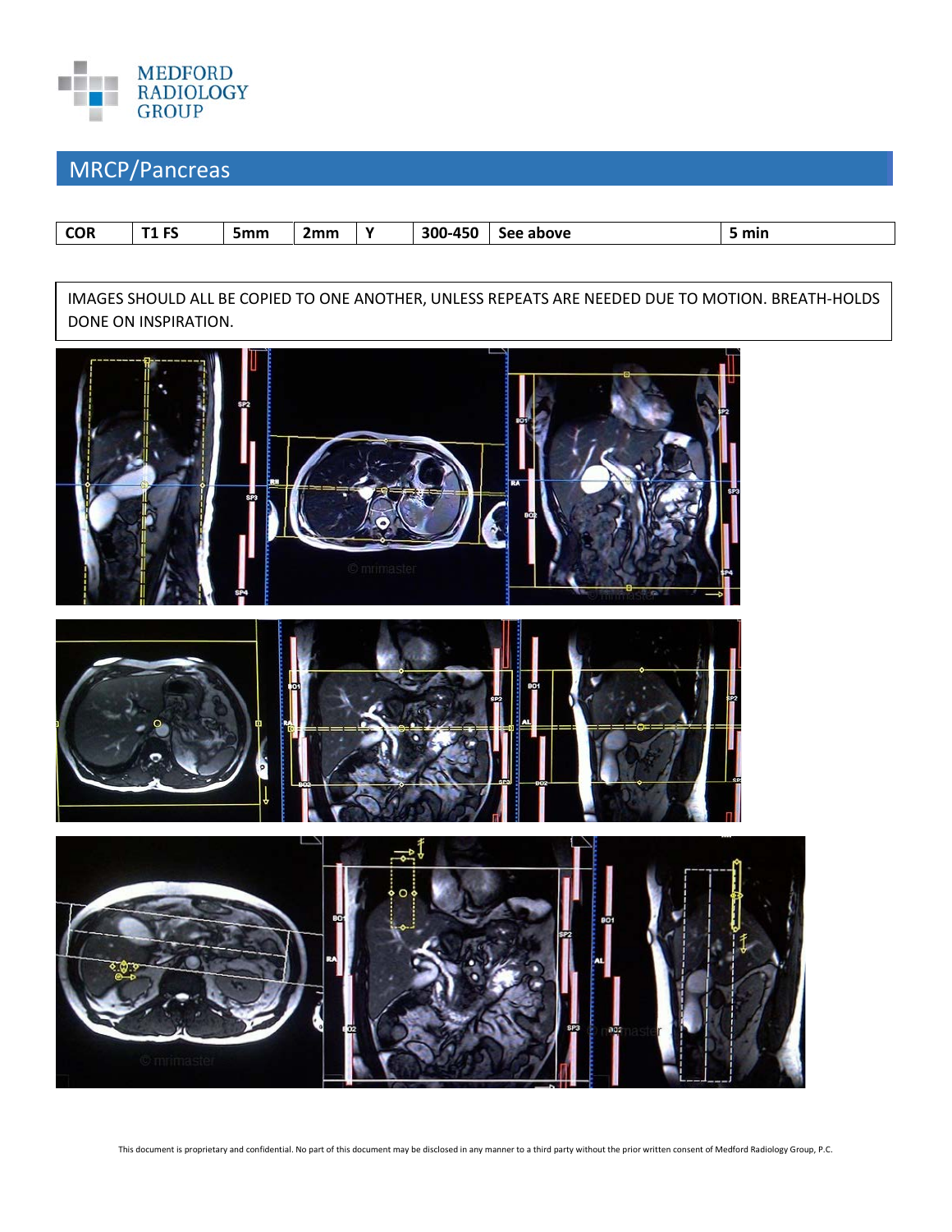## MRCP/Pancreas

| | | | | | | | |
|---|---|---|---|---|---|---|---|
| COR | T1 FS | 5mm | 2mm | Y | 300-450 | See above | 5 min |

IMAGES SHOULD ALL BE COPIED TO ONE ANOTHER, UNLESS REPEATS ARE NEEDED DUE TO MOTION. BREATH-HOLDS DONE ON INSPIRATION.